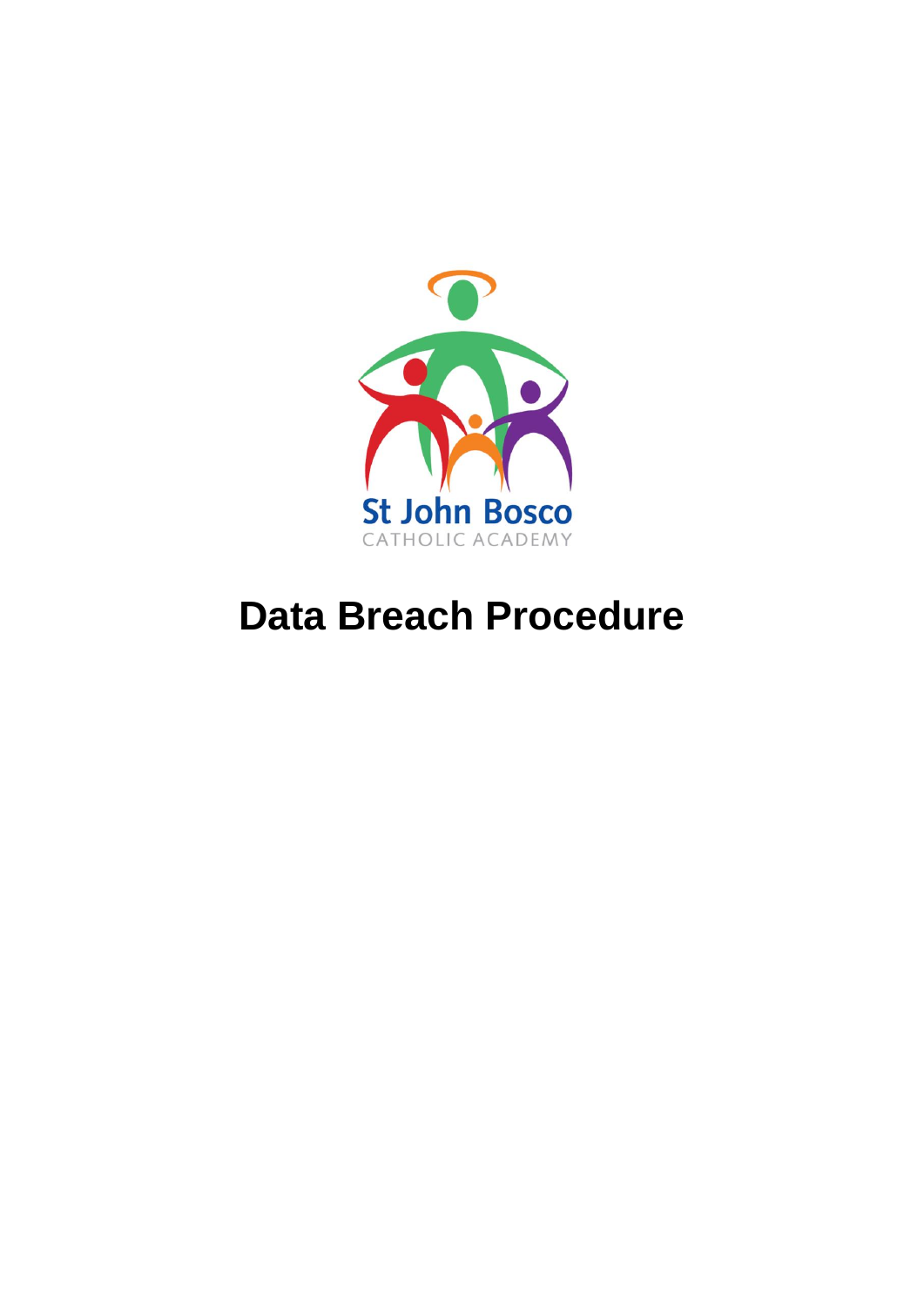St John Bosco

CATHOLIC ACADEMY

# Data Breach Procedure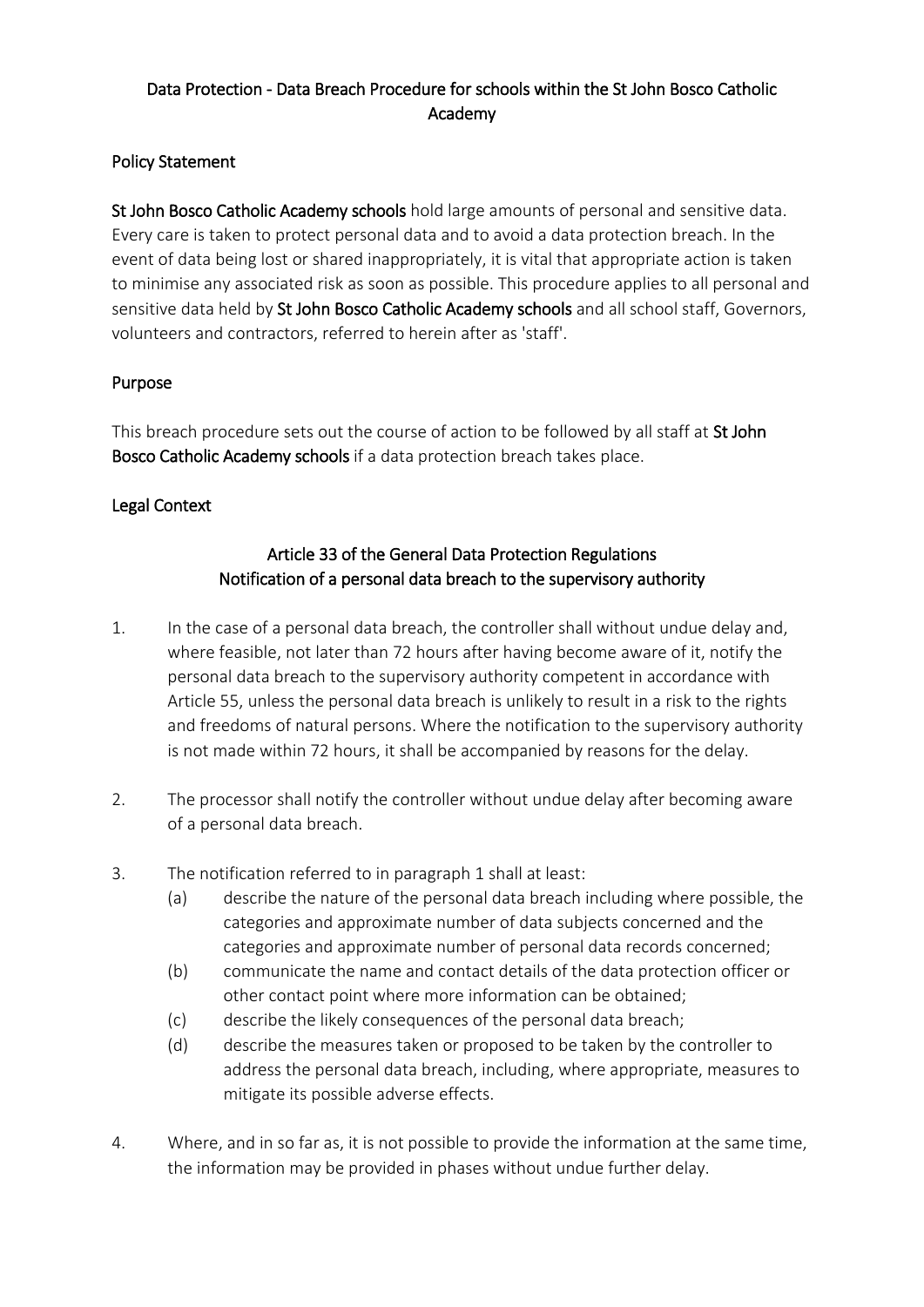# Data Protection - Data Breach Procedure for schools within the St John Bosco Catholic Academy

## Policy Statement

**St John Bosco Catholic Academy schools** hold large amounts of personal and sensitive data. Every care is taken to protect personal data and to avoid a data protection breach. In the event of data being lost or shared inappropriately, it is vital that appropriate action is taken to minimise any associated risk as soon as possible. This procedure applies to all personal and sensitive data held by **St John Bosco Catholic Academy schools** and all school staff, Governors, volunteers and contractors, referred to herein after as 'staff'.

## Purpose

This breach procedure sets out the course of action to be followed by all staff at **St John Bosco Catholic Academy schools** if a data protection breach takes place.

## Legal Context

### Article 33 of the General Data Protection Regulations
### Notification of a personal data breach to the supervisory authority

1. In the case of a personal data breach, the controller shall without undue delay and, where feasible, not later than 72 hours after having become aware of it, notify the personal data breach to the supervisory authority competent in accordance with Article 55, unless the personal data breach is unlikely to result in a risk to the rights and freedoms of natural persons. Where the notification to the supervisory authority is not made within 72 hours, it shall be accompanied by reasons for the delay.

2. The processor shall notify the controller without undue delay after becoming aware of a personal data breach.

3. The notification referred to in paragraph 1 shall at least:
   (a) describe the nature of the personal data breach including where possible, the categories and approximate number of data subjects concerned and the categories and approximate number of personal data records concerned;
   (b) communicate the name and contact details of the data protection officer or other contact point where more information can be obtained;
   (c) describe the likely consequences of the personal data breach;
   (d) describe the measures taken or proposed to be taken by the controller to address the personal data breach, including, where appropriate, measures to mitigate its possible adverse effects.

4. Where, and in so far as, it is not possible to provide the information at the same time, the information may be provided in phases without undue further delay.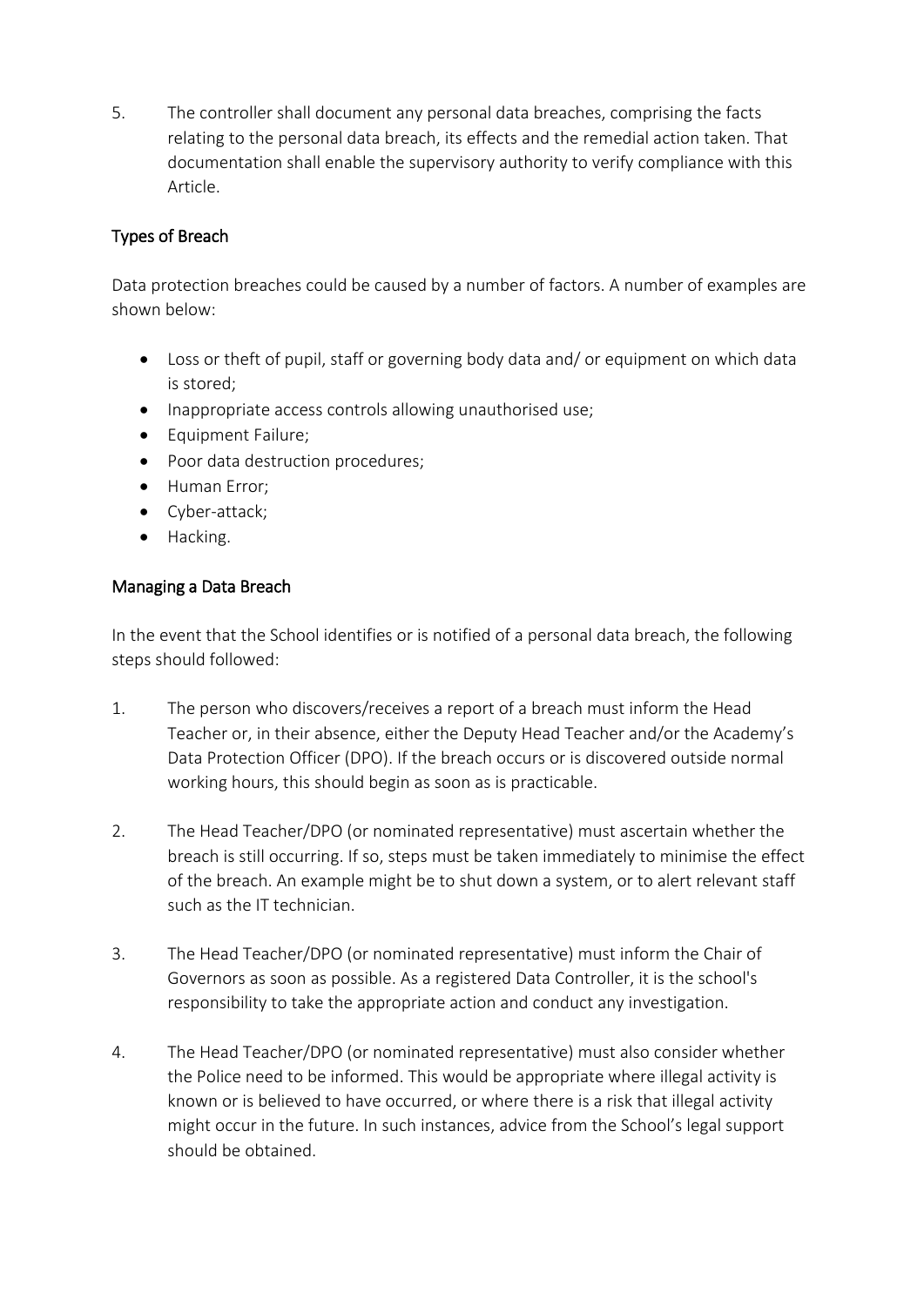5. The controller shall document any personal data breaches, comprising the facts relating to the personal data breach, its effects and the remedial action taken. That documentation shall enable the supervisory authority to verify compliance with this Article.

## Types of Breach

Data protection breaches could be caused by a number of factors. A number of examples are shown below:

- Loss or theft of pupil, staff or governing body data and/ or equipment on which data is stored;
- Inappropriate access controls allowing unauthorised use;
- Equipment Failure;
- Poor data destruction procedures;
- Human Error;
- Cyber-attack;
- Hacking.

## Managing a Data Breach

In the event that the School identifies or is notified of a personal data breach, the following steps should followed:

1. The person who discovers/receives a report of a breach must inform the Head Teacher or, in their absence, either the Deputy Head Teacher and/or the Academy's Data Protection Officer (DPO). If the breach occurs or is discovered outside normal working hours, this should begin as soon as is practicable.

2. The Head Teacher/DPO (or nominated representative) must ascertain whether the breach is still occurring. If so, steps must be taken immediately to minimise the effect of the breach. An example might be to shut down a system, or to alert relevant staff such as the IT technician.

3. The Head Teacher/DPO (or nominated representative) must inform the Chair of Governors as soon as possible. As a registered Data Controller, it is the school's responsibility to take the appropriate action and conduct any investigation.

4. The Head Teacher/DPO (or nominated representative) must also consider whether the Police need to be informed. This would be appropriate where illegal activity is known or is believed to have occurred, or where there is a risk that illegal activity might occur in the future. In such instances, advice from the School's legal support should be obtained.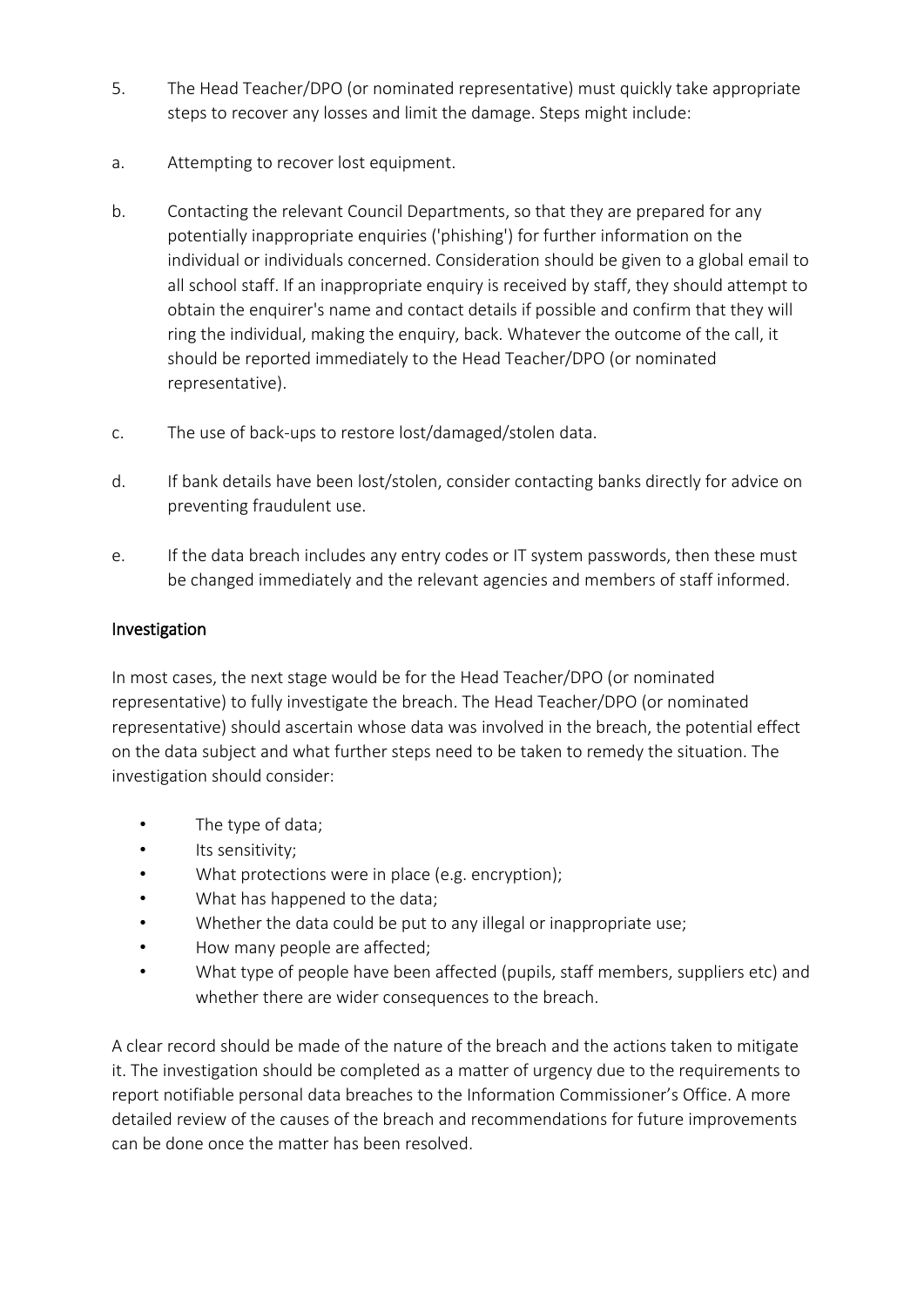5. The Head Teacher/DPO (or nominated representative) must quickly take appropriate steps to recover any losses and limit the damage. Steps might include:

a. Attempting to recover lost equipment.

b. Contacting the relevant Council Departments, so that they are prepared for any potentially inappropriate enquiries ('phishing') for further information on the individual or individuals concerned. Consideration should be given to a global email to all school staff. If an inappropriate enquiry is received by staff, they should attempt to obtain the enquirer's name and contact details if possible and confirm that they will ring the individual, making the enquiry, back. Whatever the outcome of the call, it should be reported immediately to the Head Teacher/DPO (or nominated representative).

c. The use of back-ups to restore lost/damaged/stolen data.

d. If bank details have been lost/stolen, consider contacting banks directly for advice on preventing fraudulent use.

e. If the data breach includes any entry codes or IT system passwords, then these must be changed immediately and the relevant agencies and members of staff informed.

## Investigation

In most cases, the next stage would be for the Head Teacher/DPO (or nominated representative) to fully investigate the breach. The Head Teacher/DPO (or nominated representative) should ascertain whose data was involved in the breach, the potential effect on the data subject and what further steps need to be taken to remedy the situation. The investigation should consider:

- The type of data;
- Its sensitivity;
- What protections were in place (e.g. encryption);
- What has happened to the data;
- Whether the data could be put to any illegal or inappropriate use;
- How many people are affected;
- What type of people have been affected (pupils, staff members, suppliers etc) and whether there are wider consequences to the breach.

A clear record should be made of the nature of the breach and the actions taken to mitigate it. The investigation should be completed as a matter of urgency due to the requirements to report notifiable personal data breaches to the Information Commissioner's Office. A more detailed review of the causes of the breach and recommendations for future improvements can be done once the matter has been resolved.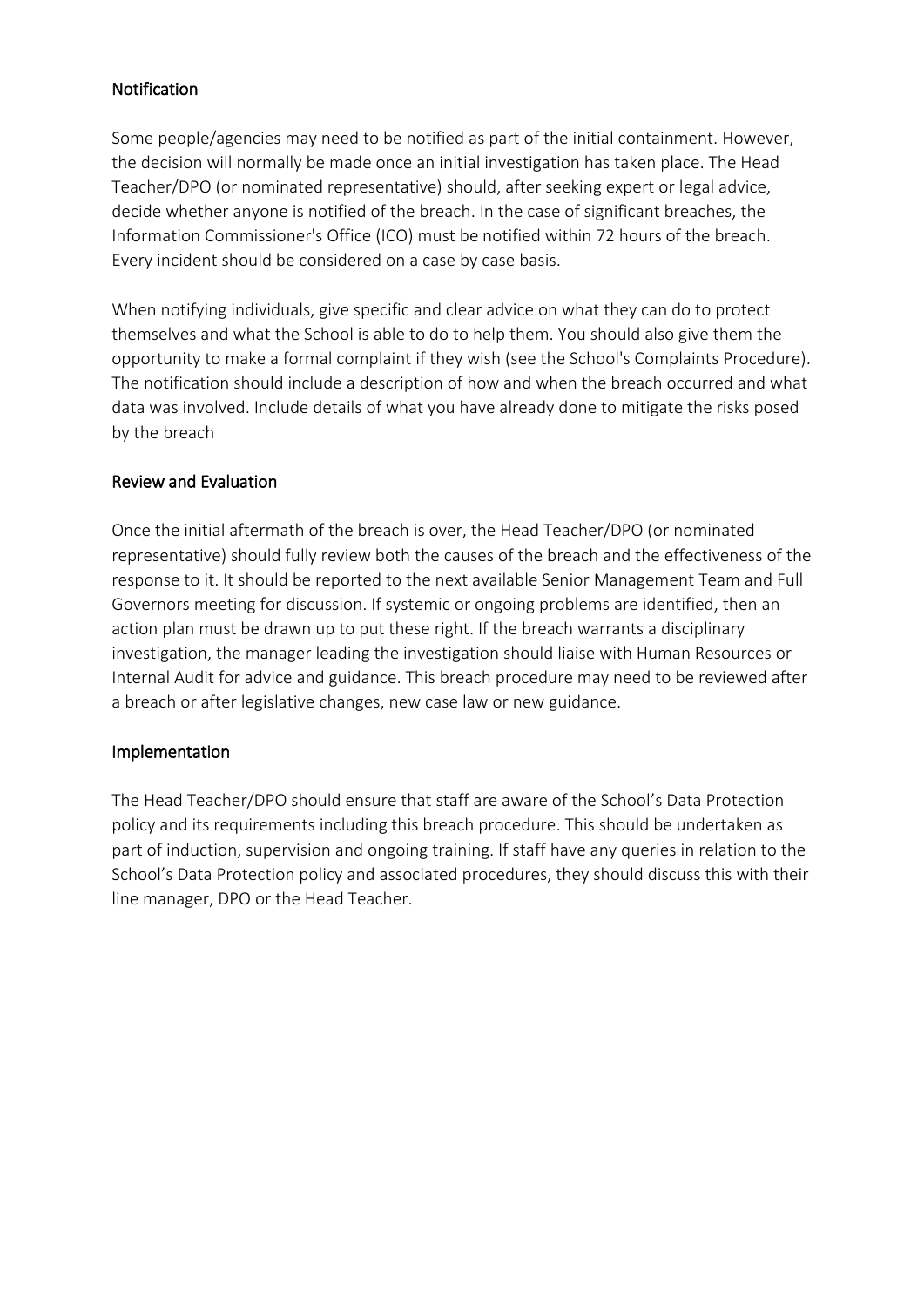## Notification

Some people/agencies may need to be notified as part of the initial containment. However, the decision will normally be made once an initial investigation has taken place. The Head Teacher/DPO (or nominated representative) should, after seeking expert or legal advice, decide whether anyone is notified of the breach. In the case of significant breaches, the Information Commissioner's Office (ICO) must be notified within 72 hours of the breach. Every incident should be considered on a case by case basis.

When notifying individuals, give specific and clear advice on what they can do to protect themselves and what the School is able to do to help them. You should also give them the opportunity to make a formal complaint if they wish (see the School's Complaints Procedure). The notification should include a description of how and when the breach occurred and what data was involved. Include details of what you have already done to mitigate the risks posed by the breach

## Review and Evaluation

Once the initial aftermath of the breach is over, the Head Teacher/DPO (or nominated representative) should fully review both the causes of the breach and the effectiveness of the response to it. It should be reported to the next available Senior Management Team and Full Governors meeting for discussion. If systemic or ongoing problems are identified, then an action plan must be drawn up to put these right. If the breach warrants a disciplinary investigation, the manager leading the investigation should liaise with Human Resources or Internal Audit for advice and guidance. This breach procedure may need to be reviewed after a breach or after legislative changes, new case law or new guidance.

## Implementation

The Head Teacher/DPO should ensure that staff are aware of the School's Data Protection policy and its requirements including this breach procedure. This should be undertaken as part of induction, supervision and ongoing training. If staff have any queries in relation to the School's Data Protection policy and associated procedures, they should discuss this with their line manager, DPO or the Head Teacher.